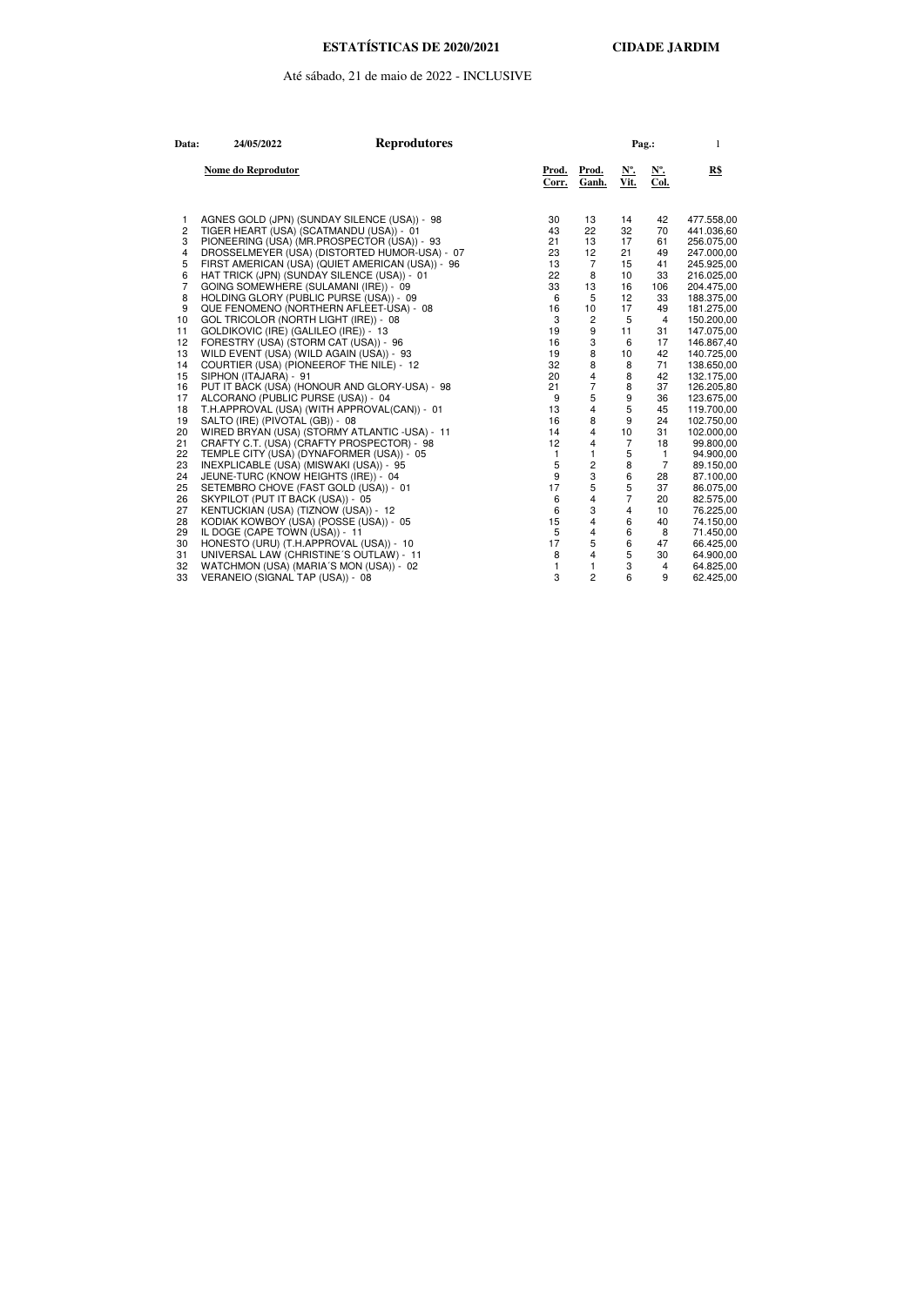**ESTATÍSTICAS DE 2020/2021** **CIDADE JARDIM**

Até sábado, 21 de maio de 2022 - INCLUSIVE

**Data:** 24/05/2022 **Reprodutores**

| | Nome do Reprodutor | Prod. Corr. | Prod. Ganh. | Nº. Vit. | Nº. Col. | R$ |
|---|---|---|---|---|---|---|
| 1 | AGNES GOLD (JPN) (SUNDAY SILENCE (USA)) - 98 | 30 | 13 | 14 | 42 | 477.558,00 |
| 2 | TIGER HEART (USA) (SCATMANDU (USA)) - 01 | 43 | 22 | 32 | 70 | 441.036,60 |
| 3 | PIONEERING (USA) (MR.PROSPECTOR (USA)) - 93 | 21 | 13 | 17 | 61 | 256.075,00 |
| 4 | DROSSELMEYER (USA) (DISTORTED HUMOR-USA) - 07 | 23 | 12 | 21 | 49 | 247.000,00 |
| 5 | FIRST AMERICAN (USA) (QUIET AMERICAN (USA)) - 96 | 13 | 7 | 15 | 41 | 245.925,00 |
| 6 | HAT TRICK (JPN) (SUNDAY SILENCE (USA)) - 01 | 22 | 8 | 10 | 33 | 216.025,00 |
| 7 | GOING SOMEWHERE (SULAMANI (IRE)) - 09 | 33 | 13 | 16 | 106 | 204.475,00 |
| 8 | HOLDING GLORY (PUBLIC PURSE (USA)) - 09 | 6 | 5 | 12 | 33 | 188.375,00 |
| 9 | QUE FENOMENO (NORTHERN AFLEET-USA) - 08 | 16 | 10 | 17 | 49 | 181.275,00 |
| 10 | GOL TRICOLOR (NORTH LIGHT (IRE)) - 08 | 3 | 2 | 5 | 4 | 150.200,00 |
| 11 | GOLDIKOVIC (IRE) (GALILEO (IRE)) - 13 | 19 | 9 | 11 | 31 | 147.075,00 |
| 12 | FORESTRY (USA) (STORM CAT (USA)) - 96 | 16 | 3 | 6 | 17 | 146.867,40 |
| 13 | WILD EVENT (USA) (WILD AGAIN (USA)) - 93 | 19 | 8 | 10 | 42 | 140.725,00 |
| 14 | COURTIER (USA) (PIONEEROF THE NILE) - 12 | 32 | 8 | 8 | 71 | 138.650,00 |
| 15 | SIPHON (ITAJARA) - 91 | 20 | 4 | 8 | 42 | 132.175,00 |
| 16 | PUT IT BACK (USA) (HONOUR AND GLORY-USA) - 98 | 21 | 7 | 8 | 37 | 126.205,80 |
| 17 | ALCORANO (PUBLIC PURSE (USA)) - 04 | 9 | 5 | 9 | 36 | 123.675,00 |
| 18 | T.H.APPROVAL (USA) (WITH APPROVAL(CAN)) - 01 | 13 | 4 | 5 | 45 | 119.700,00 |
| 19 | SALTO (IRE) (PIVOTAL (GB)) - 08 | 16 | 8 | 9 | 24 | 102.750,00 |
| 20 | WIRED BRYAN (USA) (STORMY ATLANTIC -USA) - 11 | 14 | 4 | 10 | 31 | 102.000,00 |
| 21 | CRAFTY C.T. (USA) (CRAFTY PROSPECTOR) - 98 | 12 | 4 | 7 | 18 | 99.800,00 |
| 22 | TEMPLE CITY (USA) (DYNAFORMER (USA)) - 05 | 1 | 1 | 5 | 1 | 94.900,00 |
| 23 | INEXPLICABLE (USA) (MISWAKI (USA)) - 95 | 5 | 2 | 8 | 7 | 89.150,00 |
| 24 | JEUNE-TURC (KNOW HEIGHTS (IRE)) - 04 | 9 | 3 | 6 | 28 | 87.100,00 |
| 25 | SETEMBRO CHOVE (FAST GOLD (USA)) - 01 | 17 | 5 | 5 | 37 | 86.075,00 |
| 26 | SKYPILOT (PUT IT BACK (USA)) - 05 | 6 | 4 | 7 | 20 | 82.575,00 |
| 27 | KENTUCKIAN (USA) (TIZNOW (USA)) - 12 | 6 | 3 | 4 | 10 | 76.225,00 |
| 28 | KODIAK KOWBOY (USA) (POSSE (USA)) - 05 | 15 | 4 | 6 | 40 | 74.150,00 |
| 29 | IL DOGE (CAPE TOWN (USA)) - 11 | 5 | 4 | 6 | 8 | 71.450,00 |
| 30 | HONESTO (URU) (T.H.APPROVAL (USA)) - 10 | 17 | 5 | 6 | 47 | 66.425,00 |
| 31 | UNIVERSAL LAW (CHRISTINE´S OUTLAW) - 11 | 8 | 4 | 5 | 30 | 64.900,00 |
| 32 | WATCHMON (USA) (MARIA´S MON (USA)) - 02 | 1 | 1 | 3 | 4 | 64.825,00 |
| 33 | VERANEIO (SIGNAL TAP (USA)) - 08 | 3 | 2 | 6 | 9 | 62.425,00 |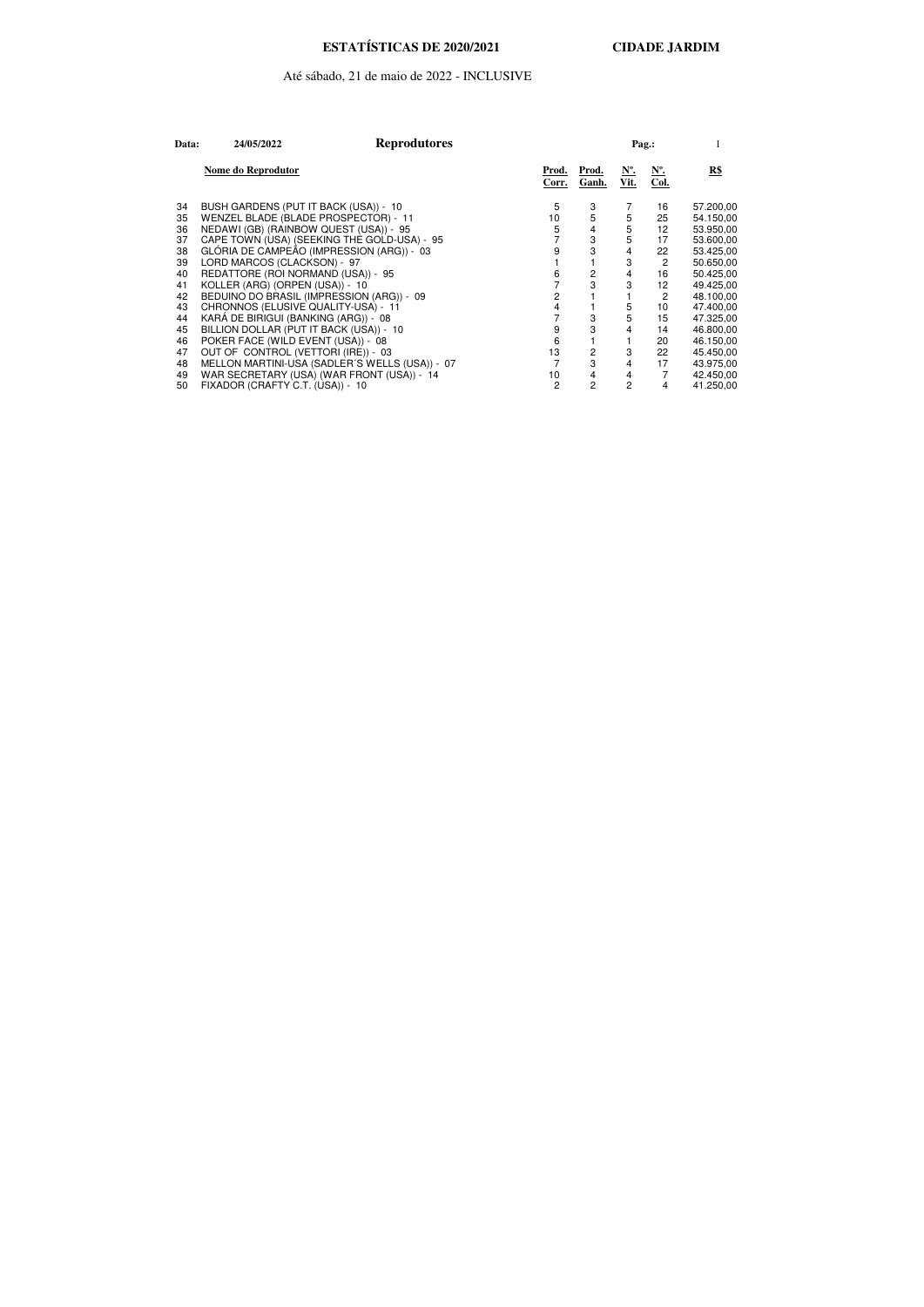**ESTATÍSTICAS DE 2020/2021** **CIDADE JARDIM**

Até sábado, 21 de maio de 2022 - INCLUSIVE

**Data:** **24/05/2022** **Reprodutores**

| | Nome do Reprodutor | Prod. Corr. | Prod. Ganh. | Nº. Vit. | Nº. Col. | R$ |
|---|---|---|---|---|---|---|
| 34 | BUSH GARDENS (PUT IT BACK (USA)) - 10 | 5 | 3 | 7 | 16 | 57.200,00 |
| 35 | WENZEL BLADE (BLADE PROSPECTOR) - 11 | 10 | 5 | 5 | 25 | 54.150,00 |
| 36 | NEDAWI (GB) (RAINBOW QUEST (USA)) - 95 | 5 | 4 | 5 | 12 | 53.950,00 |
| 37 | CAPE TOWN (USA) (SEEKING THE GOLD-USA) - 95 | 7 | 3 | 5 | 17 | 53.600,00 |
| 38 | GLÓRIA DE CAMPEÃO (IMPRESSION (ARG)) - 03 | 9 | 3 | 4 | 22 | 53.425,00 |
| 39 | LORD MARCOS (CLACKSON) - 97 | 1 | 1 | 3 | 2 | 50.650,00 |
| 40 | REDATTORE (ROI NORMAND (USA)) - 95 | 6 | 2 | 4 | 16 | 50.425,00 |
| 41 | KOLLER (ARG) (ORPEN (USA)) - 10 | 7 | 3 | 3 | 12 | 49.425,00 |
| 42 | BEDUINO DO BRASIL (IMPRESSION (ARG)) - 09 | 2 | 1 | 1 | 2 | 48.100,00 |
| 43 | CHRONNOS (ELUSIVE QUALITY-USA) - 11 | 4 | 1 | 5 | 10 | 47.400,00 |
| 44 | KARÁ DE BIRIGUI (BANKING (ARG)) - 08 | 7 | 3 | 5 | 15 | 47.325,00 |
| 45 | BILLION DOLLAR (PUT IT BACK (USA)) - 10 | 9 | 3 | 4 | 14 | 46.800,00 |
| 46 | POKER FACE (WILD EVENT (USA)) - 08 | 6 | 1 | 1 | 20 | 46.150,00 |
| 47 | OUT OF CONTROL (VETTORI (IRE)) - 03 | 13 | 2 | 3 | 22 | 45.450,00 |
| 48 | MELLON MARTINI-USA (SADLER´S WELLS (USA)) - 07 | 7 | 3 | 4 | 17 | 43.975,00 |
| 49 | WAR SECRETARY (USA) (WAR FRONT (USA)) - 14 | 10 | 4 | 4 | 7 | 42.450,00 |
| 50 | FIXADOR (CRAFTY C.T. (USA)) - 10 | 2 | 2 | 2 | 4 | 41.250,00 |